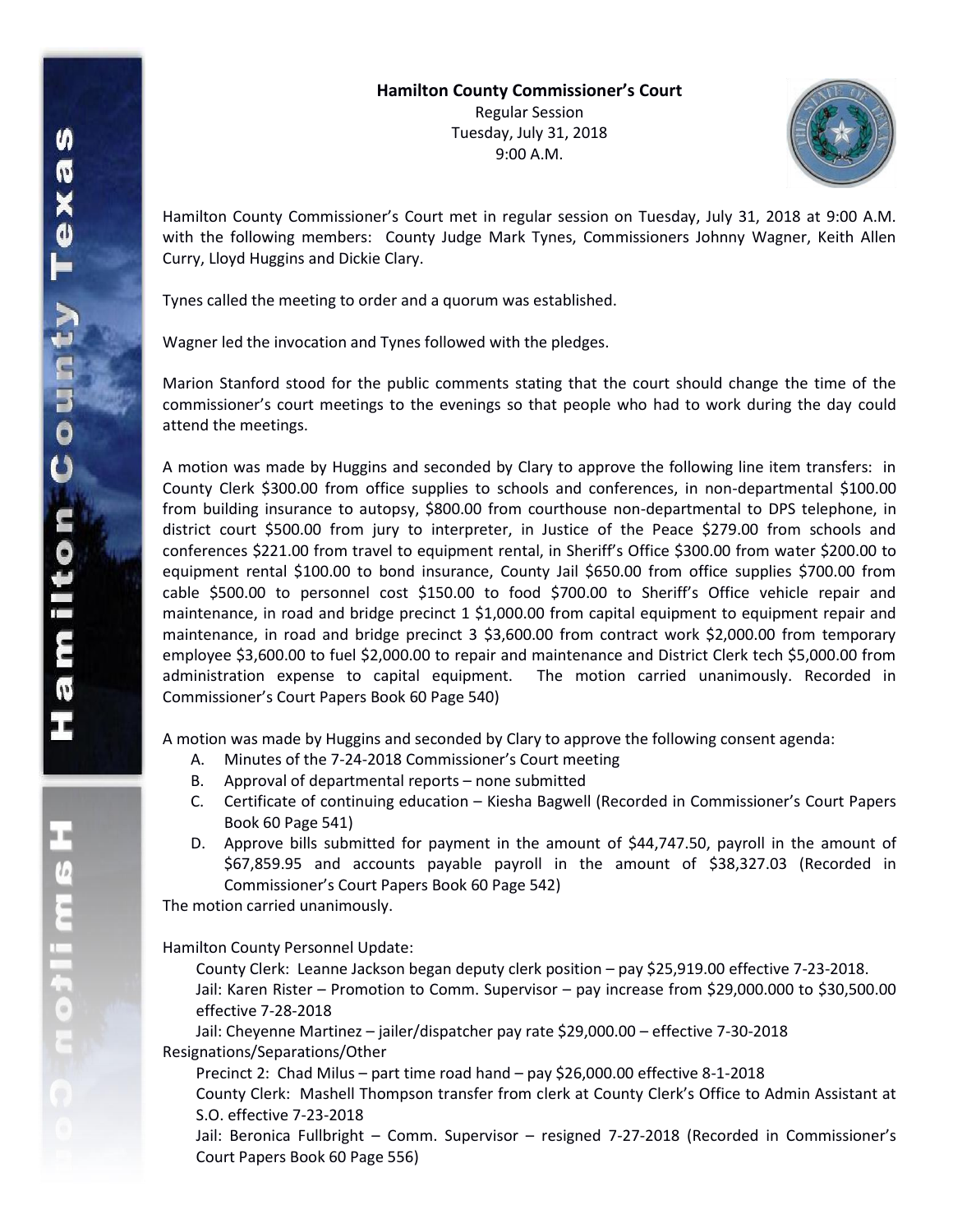**Hamilton County Commissioner's Court**
Regular Session
Tuesday, July 31, 2018
9:00 A.M.

Hamilton County Commissioner's Court met in regular session on Tuesday, July 31, 2018 at 9:00 A.M. with the following members: County Judge Mark Tynes, Commissioners Johnny Wagner, Keith Allen Curry, Lloyd Huggins and Dickie Clary.

Tynes called the meeting to order and a quorum was established.

Wagner led the invocation and Tynes followed with the pledges.

Marion Stanford stood for the public comments stating that the court should change the time of the commissioner's court meetings to the evenings so that people who had to work during the day could attend the meetings.

A motion was made by Huggins and seconded by Clary to approve the following line item transfers: in County Clerk $300.00 from office supplies to schools and conferences, in non-departmental $100.00 from building insurance to autopsy, $800.00 from courthouse non-departmental to DPS telephone, in district court $500.00 from jury to interpreter, in Justice of the Peace $279.00 from schools and conferences $221.00 from travel to equipment rental, in Sheriff's Office $300.00 from water $200.00 to equipment rental $100.00 to bond insurance, County Jail $650.00 from office supplies $700.00 from cable $500.00 to personnel cost $150.00 to food $700.00 to Sheriff's Office vehicle repair and maintenance, in road and bridge precinct 1 $1,000.00 from capital equipment to equipment repair and maintenance, in road and bridge precinct 3 $3,600.00 from contract work $2,000.00 from temporary employee $3,600.00 to fuel $2,000.00 to repair and maintenance and District Clerk tech $5,000.00 from administration expense to capital equipment. The motion carried unanimously. Recorded in Commissioner's Court Papers Book 60 Page 540)

A motion was made by Huggins and seconded by Clary to approve the following consent agenda:

A. Minutes of the 7-24-2018 Commissioner's Court meeting
B. Approval of departmental reports – none submitted
C. Certificate of continuing education – Kiesha Bagwell (Recorded in Commissioner's Court Papers Book 60 Page 541)
D. Approve bills submitted for payment in the amount of $44,747.50, payroll in the amount of $67,859.95 and accounts payable payroll in the amount of $38,327.03 (Recorded in Commissioner's Court Papers Book 60 Page 542)

The motion carried unanimously.

Hamilton County Personnel Update:

County Clerk: Leanne Jackson began deputy clerk position – pay $25,919.00 effective 7-23-2018.
Jail: Karen Rister – Promotion to Comm. Supervisor – pay increase from $29,000.000 to $30,500.00 effective 7-28-2018
Jail: Cheyenne Martinez – jailer/dispatcher pay rate $29,000.00 – effective 7-30-2018

Resignations/Separations/Other

Precinct 2: Chad Milus – part time road hand – pay $26,000.00 effective 8-1-2018
County Clerk: Mashell Thompson transfer from clerk at County Clerk's Office to Admin Assistant at S.O. effective 7-23-2018
Jail: Beronica Fullbright – Comm. Supervisor – resigned 7-27-2018 (Recorded in Commissioner's Court Papers Book 60 Page 556)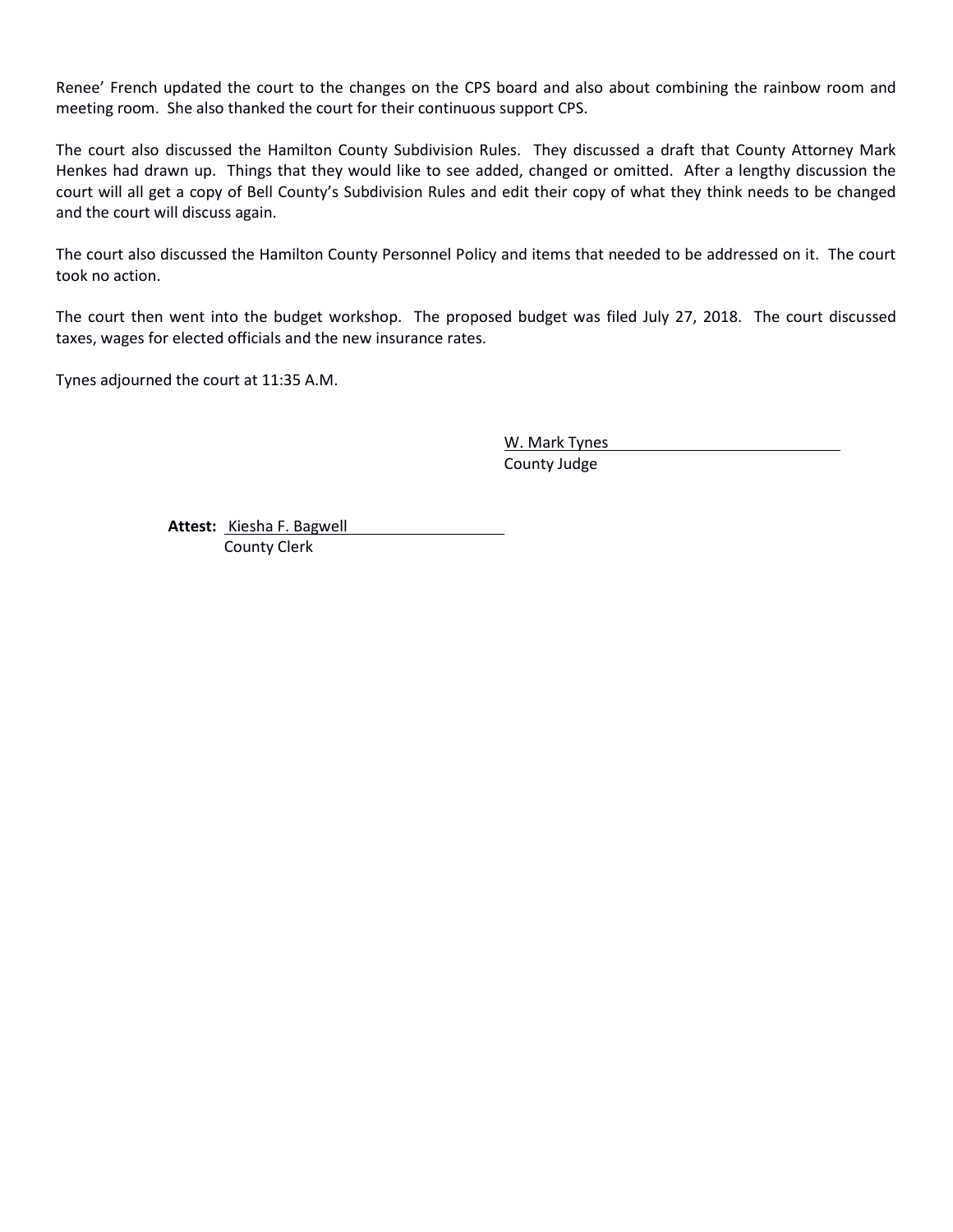Renee' French updated the court to the changes on the CPS board and also about combining the rainbow room and meeting room. She also thanked the court for their continuous support CPS.

The court also discussed the Hamilton County Subdivision Rules. They discussed a draft that County Attorney Mark Henkes had drawn up. Things that they would like to see added, changed or omitted. After a lengthy discussion the court will all get a copy of Bell County's Subdivision Rules and edit their copy of what they think needs to be changed and the court will discuss again.

The court also discussed the Hamilton County Personnel Policy and items that needed to be addressed on it. The court took no action.

The court then went into the budget workshop. The proposed budget was filed July 27, 2018. The court discussed taxes, wages for elected officials and the new insurance rates.

Tynes adjourned the court at 11:35 A.M.

W. Mark Tynes
County Judge

**Attest:** Kiesha F. Bagwell
County Clerk